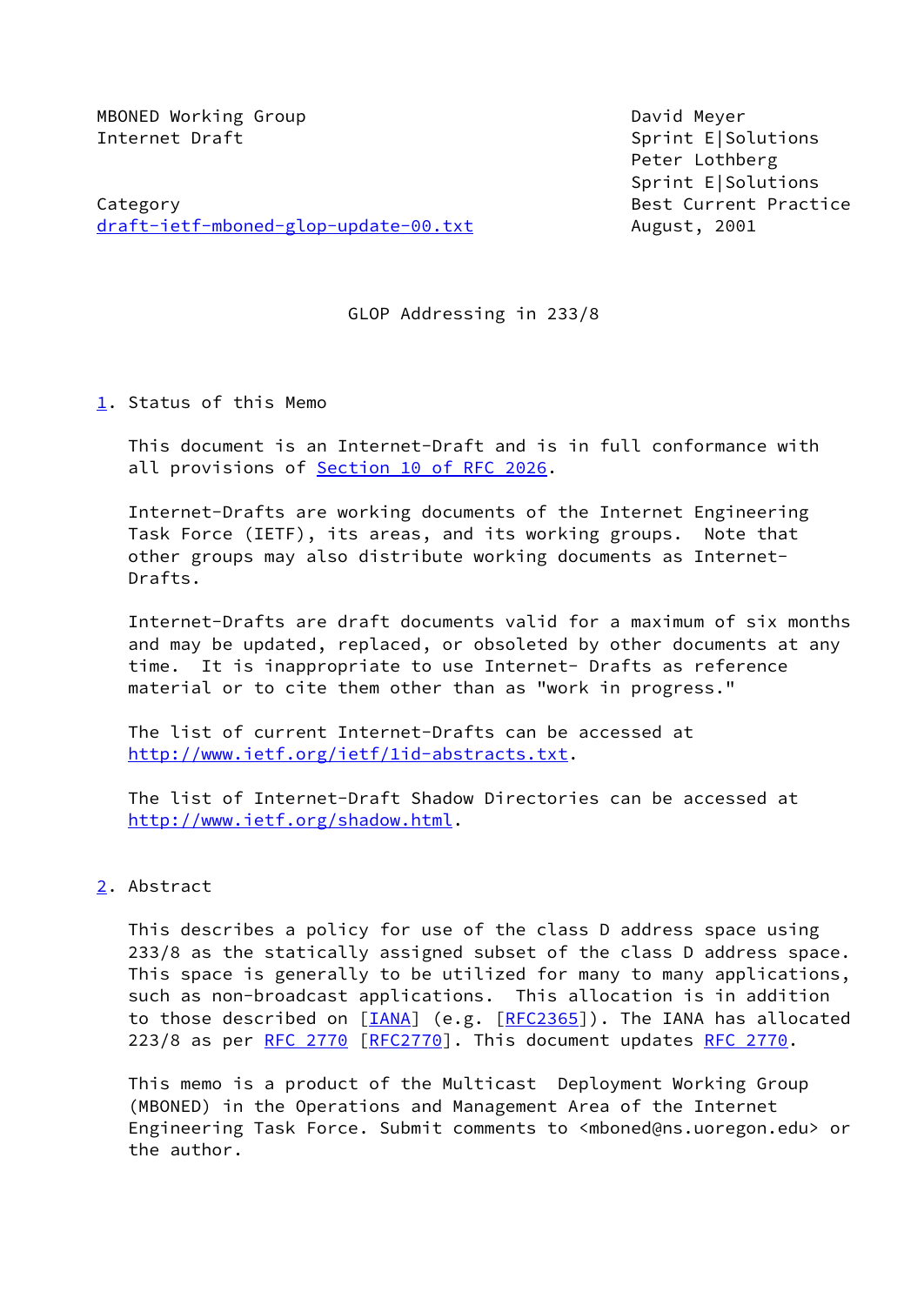MBONED Working Group                              David Meyer
Internet Draft                                    Sprint E|Solutions
                                                  Peter Lothberg
                                                  Sprint E|Solutions
Category                                          Best Current Practice
draft-ietf-mboned-glop-update-00.txt              August, 2001

# GLOP Addressing in 233/8

## 1. Status of this Memo

This document is an Internet-Draft and is in full conformance with all provisions of Section 10 of RFC 2026.

Internet-Drafts are working documents of the Internet Engineering Task Force (IETF), its areas, and its working groups. Note that other groups may also distribute working documents as Internet-Drafts.

Internet-Drafts are draft documents valid for a maximum of six months and may be updated, replaced, or obsoleted by other documents at any time. It is inappropriate to use Internet- Drafts as reference material or to cite them other than as "work in progress."

The list of current Internet-Drafts can be accessed at http://www.ietf.org/ietf/1id-abstracts.txt.

The list of Internet-Draft Shadow Directories can be accessed at http://www.ietf.org/shadow.html.

## 2. Abstract

This describes a policy for use of the class D address space using 233/8 as the statically assigned subset of the class D address space. This space is generally to be utilized for many to many applications, such as non-broadcast applications. This allocation is in addition to those described on [IANA] (e.g. [RFC2365]). The IANA has allocated 223/8 as per RFC 2770 [RFC2770]. This document updates RFC 2770.

This memo is a product of the Multicast Deployment Working Group (MBONED) in the Operations and Management Area of the Internet Engineering Task Force. Submit comments to <mboned@ns.uoregon.edu> or the author.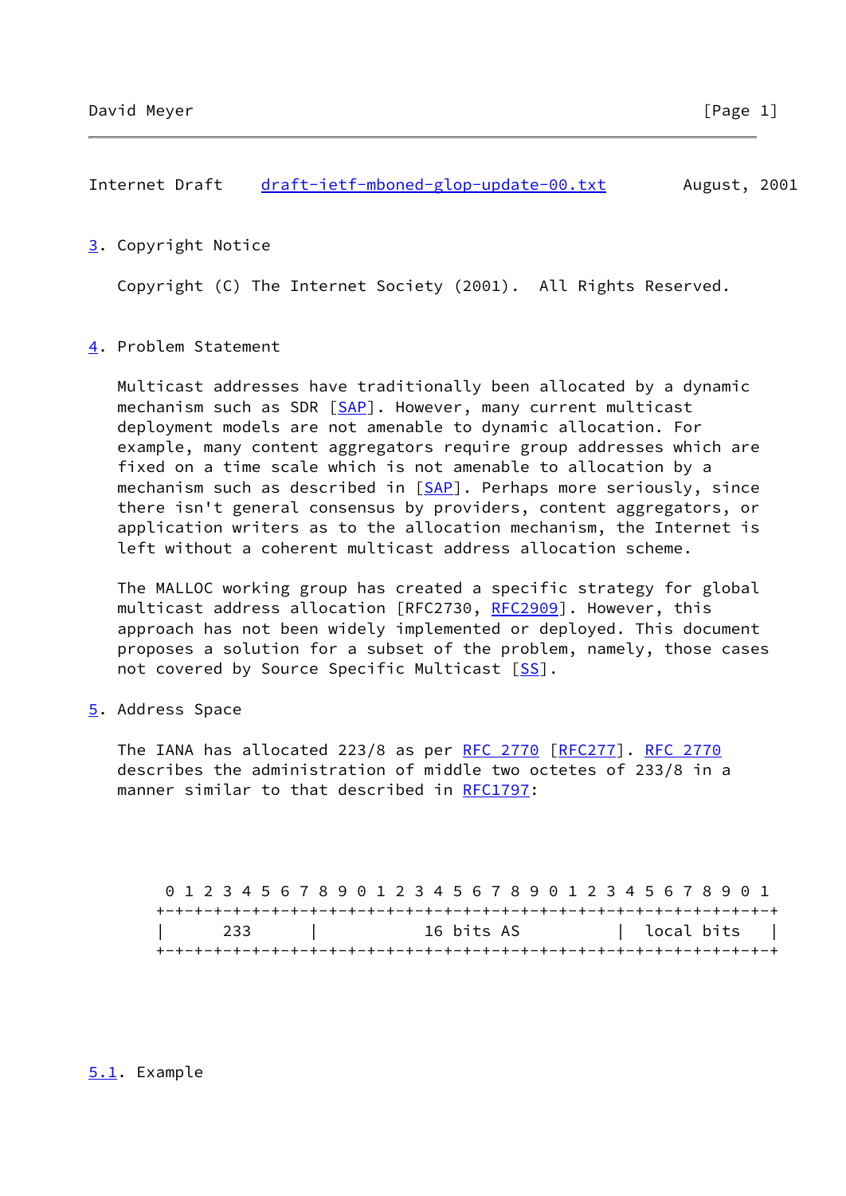## 3. Copyright Notice

Copyright (C) The Internet Society (2001).  All Rights Reserved.

## 4. Problem Statement

Multicast addresses have traditionally been allocated by a dynamic mechanism such as SDR [SAP]. However, many current multicast deployment models are not amenable to dynamic allocation. For example, many content aggregators require group addresses which are fixed on a time scale which is not amenable to allocation by a mechanism such as described in [SAP]. Perhaps more seriously, since there isn't general consensus by providers, content aggregators, or application writers as to the allocation mechanism, the Internet is left without a coherent multicast address allocation scheme.

The MALLOC working group has created a specific strategy for global multicast address allocation [RFC2730, RFC2909]. However, this approach has not been widely implemented or deployed. This document proposes a solution for a subset of the problem, namely, those cases not covered by Source Specific Multicast [SS].

## 5. Address Space

The IANA has allocated 223/8 as per RFC 2770 [RFC277]. RFC 2770 describes the administration of middle two octetes of 233/8 in a manner similar to that described in RFC1797:

```
 0 1 2 3 4 5 6 7 8 9 0 1 2 3 4 5 6 7 8 9 0 1 2 3 4 5 6 7 8 9 0 1
+-+-+-+-+-+-+-+-+-+-+-+-+-+-+-+-+-+-+-+-+-+-+-+-+-+-+-+-+-+-+-+-+
|      233      |           16 bits AS          |  local bits   |
+-+-+-+-+-+-+-+-+-+-+-+-+-+-+-+-+-+-+-+-+-+-+-+-+-+-+-+-+-+-+-+-+
```

### 5.1. Example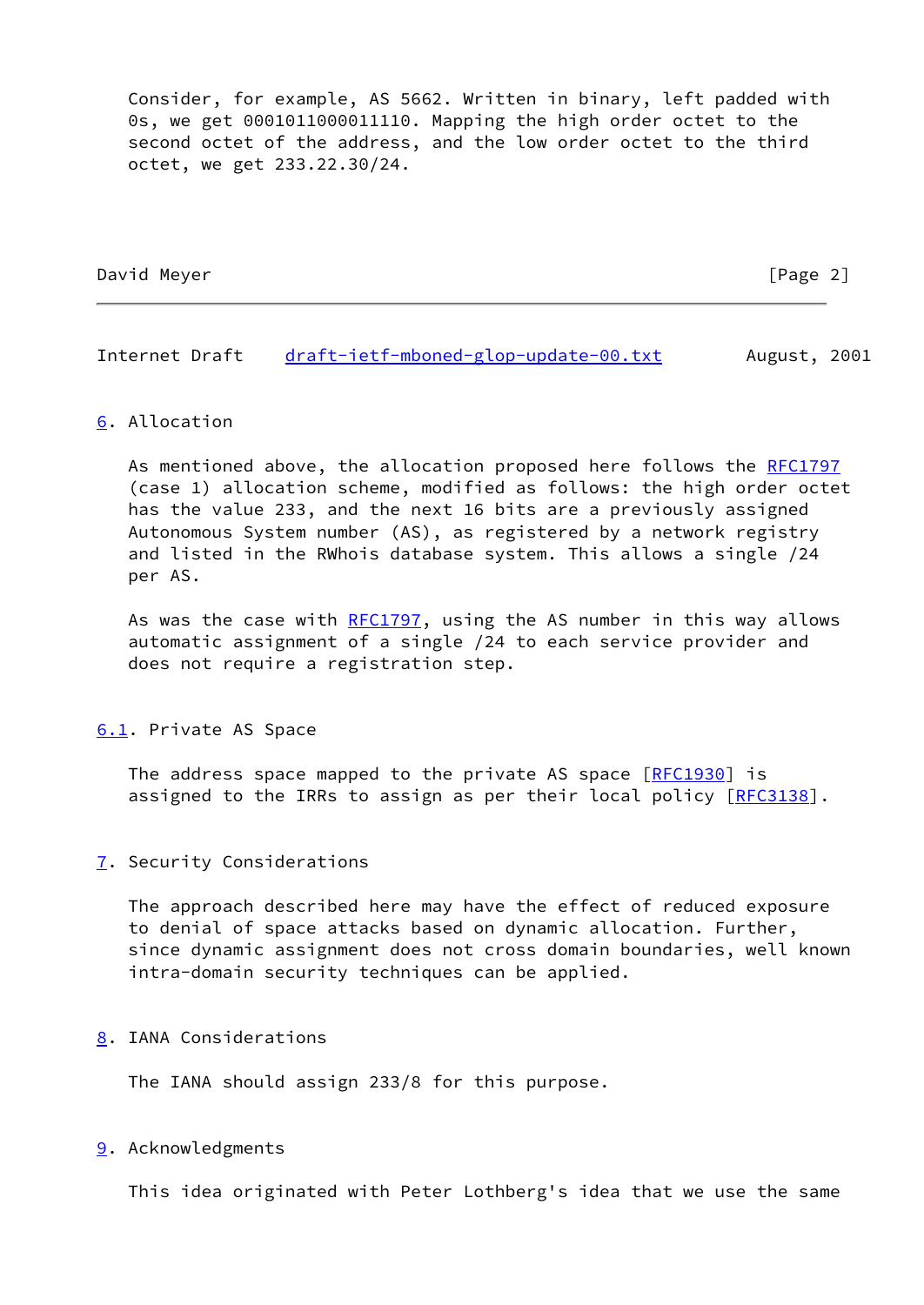Consider, for example, AS 5662. Written in binary, left padded with 0s, we get 0001011000011110. Mapping the high order octet to the second octet of the address, and the low order octet to the third octet, we get 233.22.30/24.

## 6. Allocation

As mentioned above, the allocation proposed here follows the RFC1797 (case 1) allocation scheme, modified as follows: the high order octet has the value 233, and the next 16 bits are a previously assigned Autonomous System number (AS), as registered by a network registry and listed in the RWhois database system. This allows a single /24 per AS.

As was the case with RFC1797, using the AS number in this way allows automatic assignment of a single /24 to each service provider and does not require a registration step.

### 6.1. Private AS Space

The address space mapped to the private AS space [RFC1930] is assigned to the IRRs to assign as per their local policy [RFC3138].

## 7. Security Considerations

The approach described here may have the effect of reduced exposure to denial of space attacks based on dynamic allocation. Further, since dynamic assignment does not cross domain boundaries, well known intra-domain security techniques can be applied.

## 8. IANA Considerations

The IANA should assign 233/8 for this purpose.

## 9. Acknowledgments

This idea originated with Peter Lothberg's idea that we use the same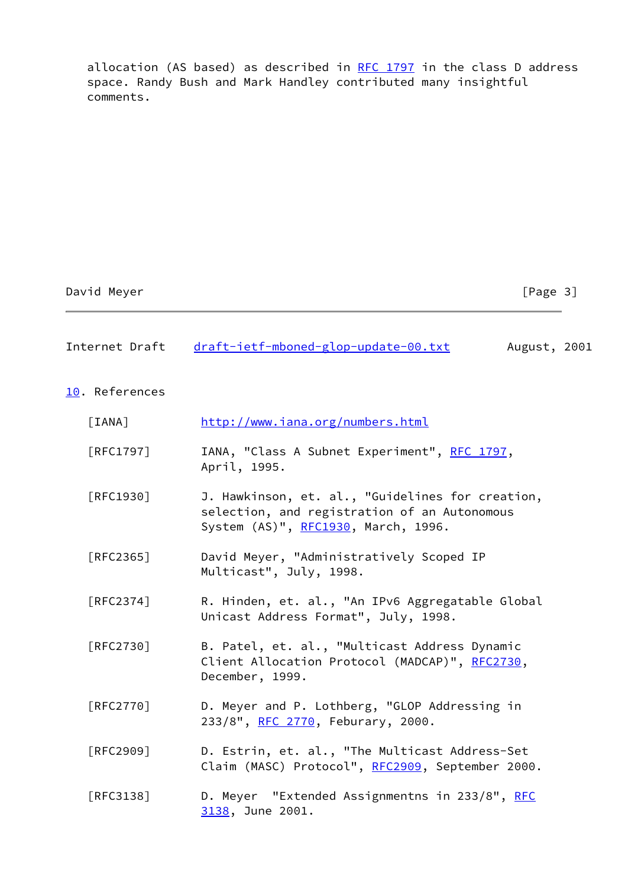allocation (AS based) as described in RFC 1797 in the class D address space. Randy Bush and Mark Handley contributed many insightful comments.

## 10. References

[IANA] http://www.iana.org/numbers.html

[RFC1797] IANA, "Class A Subnet Experiment", RFC 1797, April, 1995.

[RFC1930] J. Hawkinson, et. al., "Guidelines for creation, selection, and registration of an Autonomous System (AS)", RFC1930, March, 1996.

[RFC2365] David Meyer, "Administratively Scoped IP Multicast", July, 1998.

[RFC2374] R. Hinden, et. al., "An IPv6 Aggregatable Global Unicast Address Format", July, 1998.

[RFC2730] B. Patel, et. al., "Multicast Address Dynamic Client Allocation Protocol (MADCAP)", RFC2730, December, 1999.

[RFC2770] D. Meyer and P. Lothberg, "GLOP Addressing in 233/8", RFC 2770, Feburary, 2000.

[RFC2909] D. Estrin, et. al., "The Multicast Address-Set Claim (MASC) Protocol", RFC2909, September 2000.

[RFC3138] D. Meyer "Extended Assignmentns in 233/8", RFC 3138, June 2001.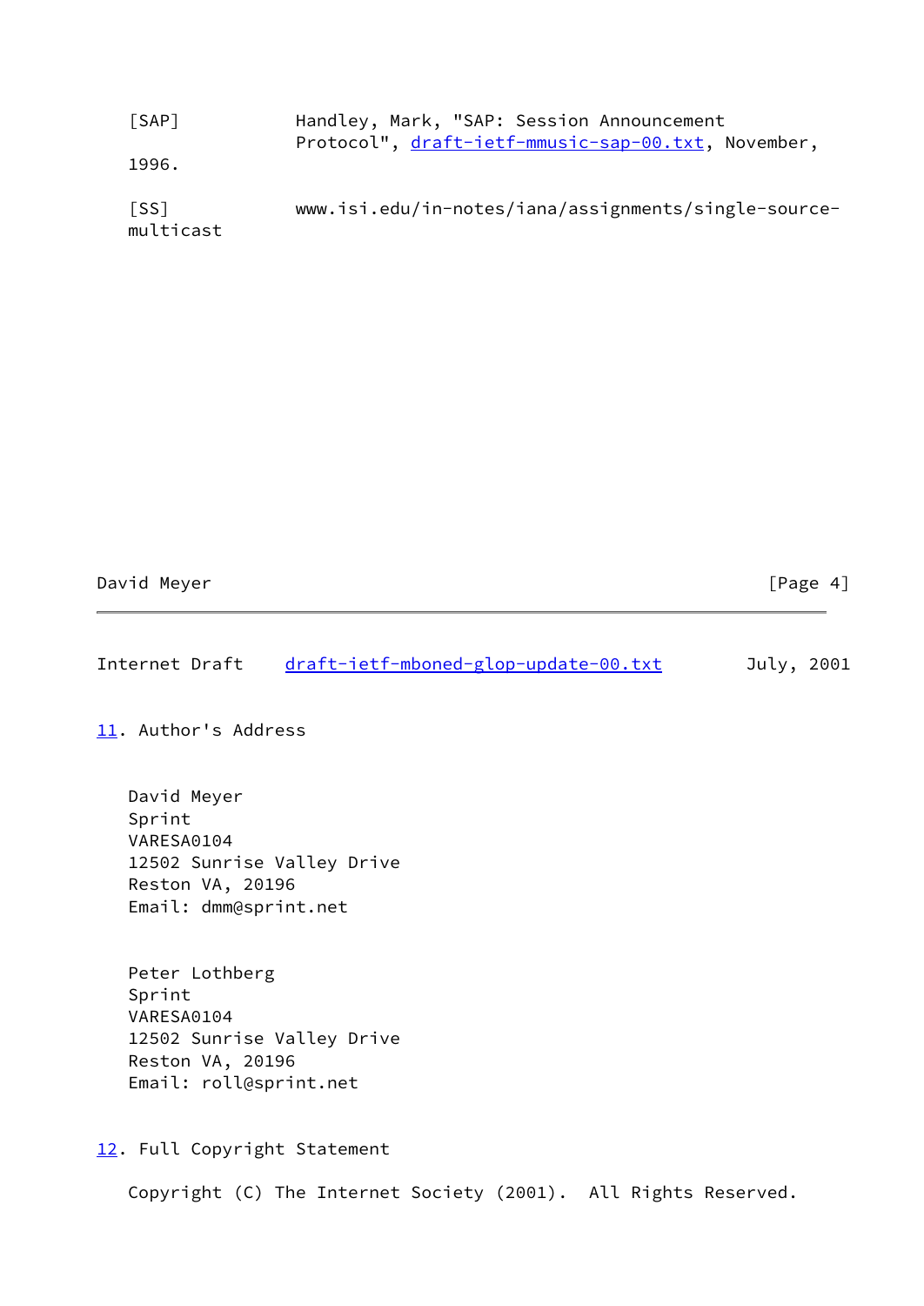[SAP] Handley, Mark, "SAP: Session Announcement Protocol", draft-ietf-mmusic-sap-00.txt, November, 1996.

[SS] www.isi.edu/in-notes/iana/assignments/single-source-multicast

## 11. Author's Address

David Meyer
Sprint
VARESA0104
12502 Sunrise Valley Drive
Reston VA, 20196
Email: dmm@sprint.net

Peter Lothberg
Sprint
VARESA0104
12502 Sunrise Valley Drive
Reston VA, 20196
Email: roll@sprint.net

## 12. Full Copyright Statement

Copyright (C) The Internet Society (2001). All Rights Reserved.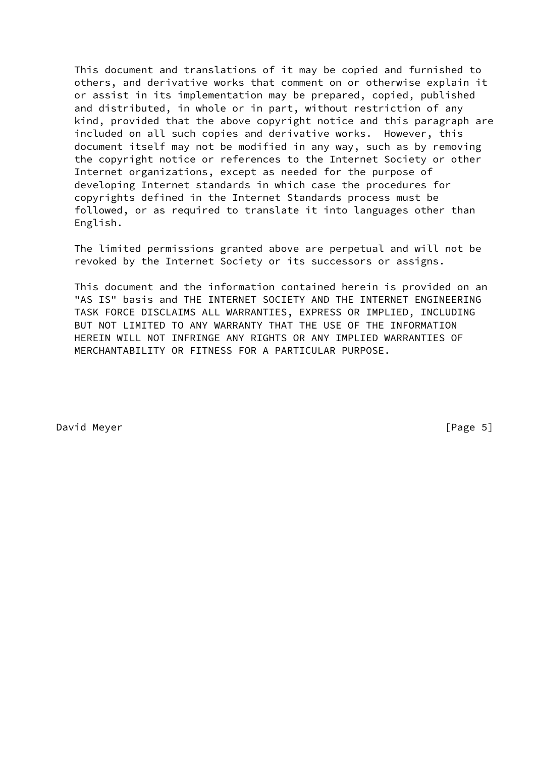This document and translations of it may be copied and furnished to others, and derivative works that comment on or otherwise explain it or assist in its implementation may be prepared, copied, published and distributed, in whole or in part, without restriction of any kind, provided that the above copyright notice and this paragraph are included on all such copies and derivative works. However, this document itself may not be modified in any way, such as by removing the copyright notice or references to the Internet Society or other Internet organizations, except as needed for the purpose of developing Internet standards in which case the procedures for copyrights defined in the Internet Standards process must be followed, or as required to translate it into languages other than English.

The limited permissions granted above are perpetual and will not be revoked by the Internet Society or its successors or assigns.

This document and the information contained herein is provided on an "AS IS" basis and THE INTERNET SOCIETY AND THE INTERNET ENGINEERING TASK FORCE DISCLAIMS ALL WARRANTIES, EXPRESS OR IMPLIED, INCLUDING BUT NOT LIMITED TO ANY WARRANTY THAT THE USE OF THE INFORMATION HEREIN WILL NOT INFRINGE ANY RIGHTS OR ANY IMPLIED WARRANTIES OF MERCHANTABILITY OR FITNESS FOR A PARTICULAR PURPOSE.